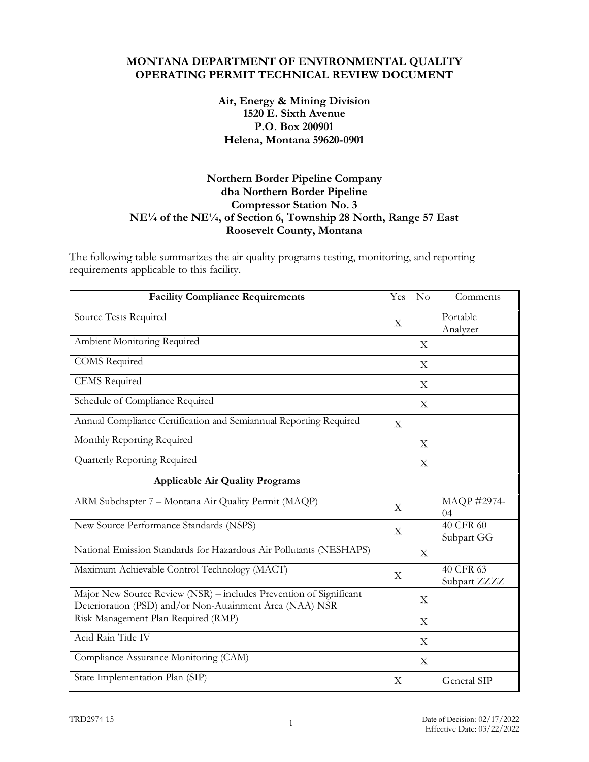**MONTANA DEPARTMENT OF ENVIRONMENTAL QUALITY**
**OPERATING PERMIT TECHNICAL REVIEW DOCUMENT**

**Air, Energy & Mining Division**
**1520 E. Sixth Avenue**
**P.O. Box 200901**
**Helena, Montana 59620-0901**

**Northern Border Pipeline Company**
**dba Northern Border Pipeline**
**Compressor Station No. 3**
**NE¼ of the NE¼, of Section 6, Township 28 North, Range 57 East**
**Roosevelt County, Montana**

The following table summarizes the air quality programs testing, monitoring, and reporting requirements applicable to this facility.

| Facility Compliance Requirements | Yes | No | Comments |
|---|---|---|---|
| Source Tests Required | X | | Portable Analyzer |
| Ambient Monitoring Required | | X | |
| COMS Required | | X | |
| CEMS Required | | X | |
| Schedule of Compliance Required | | X | |
| Annual Compliance Certification and Semiannual Reporting Required | X | | |
| Monthly Reporting Required | | X | |
| Quarterly Reporting Required | | X | |
| **Applicable Air Quality Programs** | | | |
| ARM Subchapter 7 – Montana Air Quality Permit (MAQP) | X | | MAQP #2974-04 |
| New Source Performance Standards (NSPS) | X | | 40 CFR 60 Subpart GG |
| National Emission Standards for Hazardous Air Pollutants (NESHAPS) | | X | |
| Maximum Achievable Control Technology (MACT) | X | | 40 CFR 63 Subpart ZZZZ |
| Major New Source Review (NSR) – includes Prevention of Significant Deterioration (PSD) and/or Non-Attainment Area (NAA) NSR | | X | |
| Risk Management Plan Required (RMP) | | X | |
| Acid Rain Title IV | | X | |
| Compliance Assurance Monitoring (CAM) | | X | |
| State Implementation Plan (SIP) | X | | General SIP |

TRD2974-15

Date of Decision: 02/17/2022
Effective Date: 03/22/2022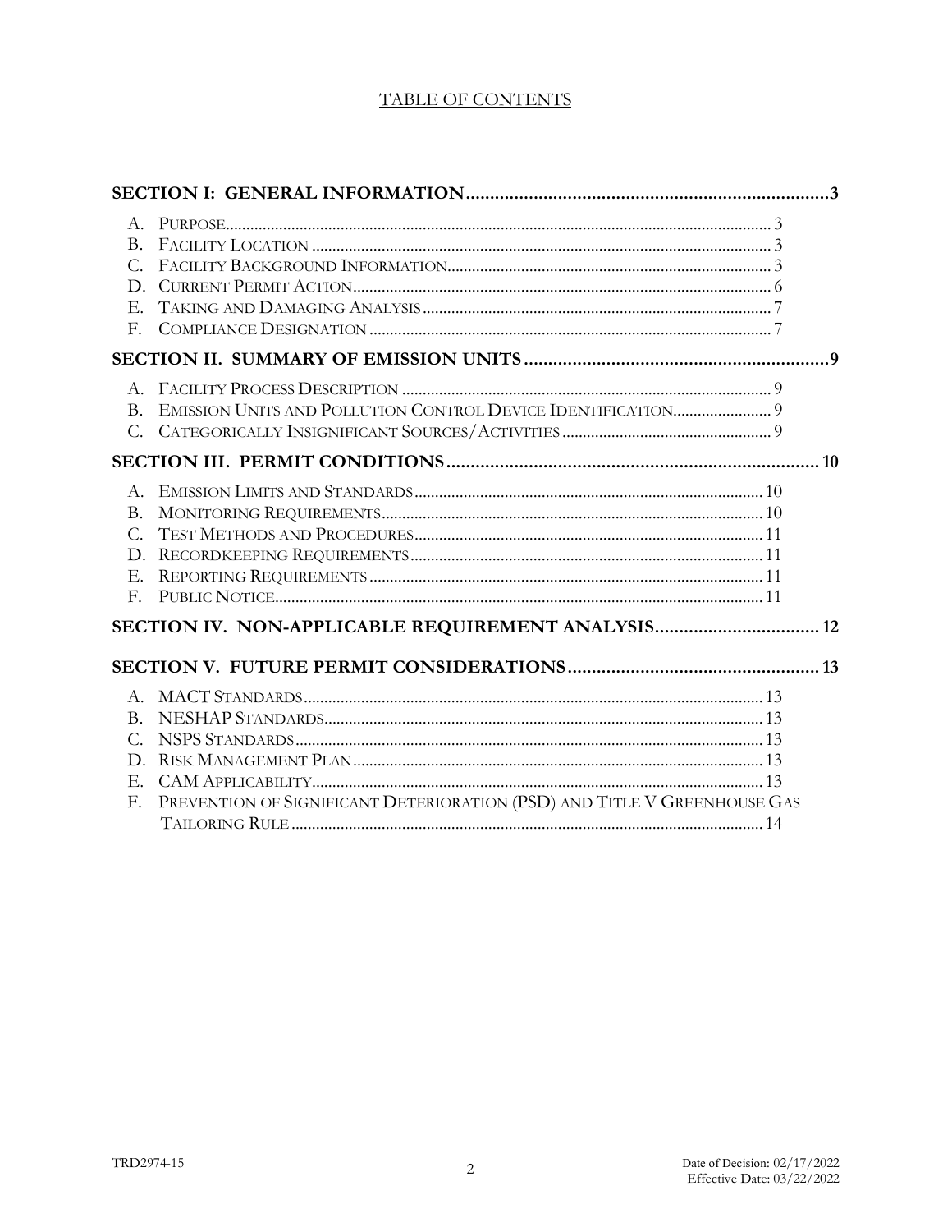# TABLE OF CONTENTS

**SECTION I: GENERAL INFORMATION** ..... 3

- A. Purpose ..... 3
- B. Facility Location ..... 3
- C. Facility Background Information ..... 3
- D. Current Permit Action ..... 6
- E. Taking and Damaging Analysis ..... 7
- F. Compliance Designation ..... 7

**SECTION II. SUMMARY OF EMISSION UNITS** ..... 9

- A. Facility Process Description ..... 9
- B. Emission Units and Pollution Control Device Identification ..... 9
- C. Categorically Insignificant Sources/Activities ..... 9

**SECTION III. PERMIT CONDITIONS** ..... 10

- A. Emission Limits and Standards ..... 10
- B. Monitoring Requirements ..... 10
- C. Test Methods and Procedures ..... 11
- D. Recordkeeping Requirements ..... 11
- E. Reporting Requirements ..... 11
- F. Public Notice ..... 11

**SECTION IV. NON-APPLICABLE REQUIREMENT ANALYSIS** ..... 12

**SECTION V. FUTURE PERMIT CONSIDERATIONS** ..... 13

- A. MACT Standards ..... 13
- B. NESHAP Standards ..... 13
- C. NSPS Standards ..... 13
- D. Risk Management Plan ..... 13
- E. CAM Applicability ..... 13
- F. Prevention of Significant Deterioration (PSD) and Title V Greenhouse Gas Tailoring Rule ..... 14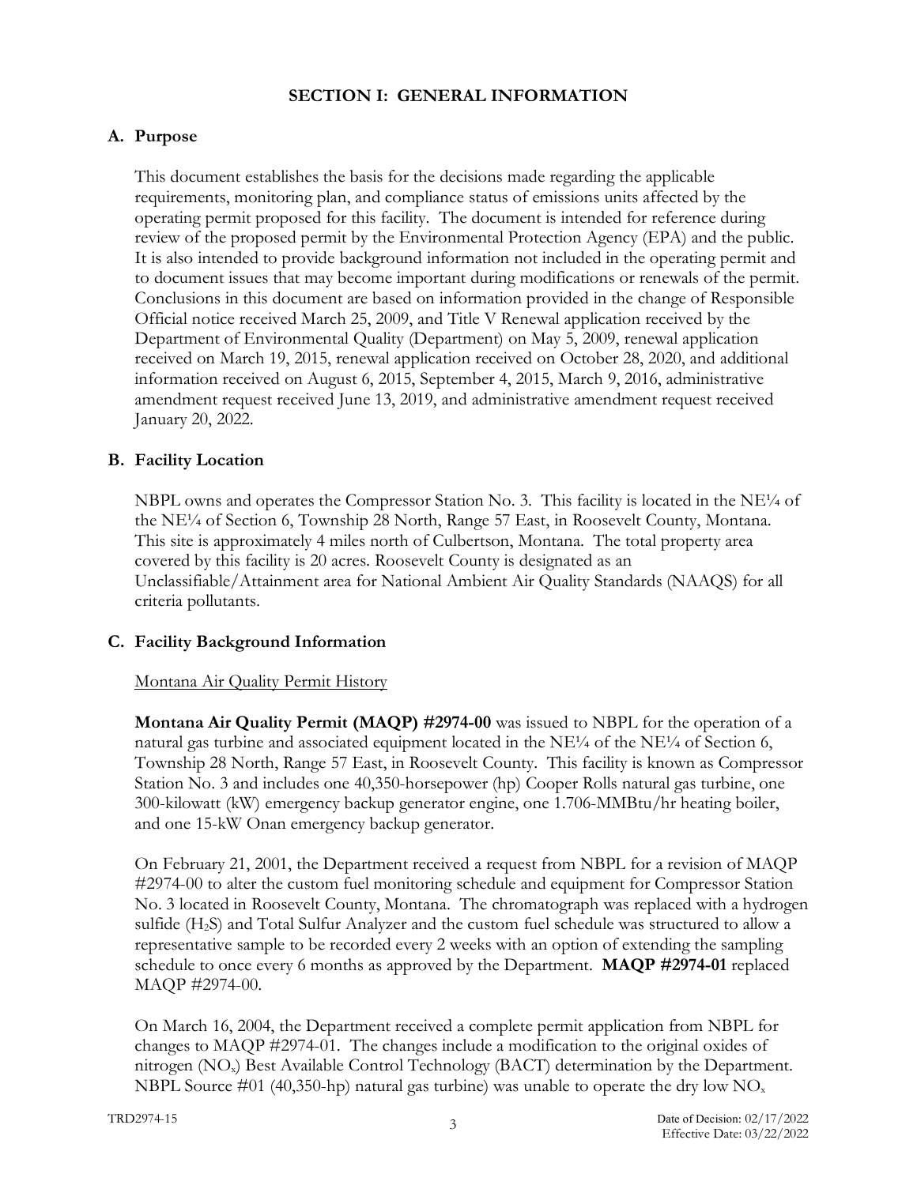## SECTION I: GENERAL INFORMATION

### A. Purpose

This document establishes the basis for the decisions made regarding the applicable requirements, monitoring plan, and compliance status of emissions units affected by the operating permit proposed for this facility. The document is intended for reference during review of the proposed permit by the Environmental Protection Agency (EPA) and the public. It is also intended to provide background information not included in the operating permit and to document issues that may become important during modifications or renewals of the permit. Conclusions in this document are based on information provided in the change of Responsible Official notice received March 25, 2009, and Title V Renewal application received by the Department of Environmental Quality (Department) on May 5, 2009, renewal application received on March 19, 2015, renewal application received on October 28, 2020, and additional information received on August 6, 2015, September 4, 2015, March 9, 2016, administrative amendment request received June 13, 2019, and administrative amendment request received January 20, 2022.

### B. Facility Location

NBPL owns and operates the Compressor Station No. 3. This facility is located in the NE¼ of the NE¼ of Section 6, Township 28 North, Range 57 East, in Roosevelt County, Montana. This site is approximately 4 miles north of Culbertson, Montana. The total property area covered by this facility is 20 acres. Roosevelt County is designated as an Unclassifiable/Attainment area for National Ambient Air Quality Standards (NAAQS) for all criteria pollutants.

### C. Facility Background Information

Montana Air Quality Permit History

**Montana Air Quality Permit (MAQP) #2974-00** was issued to NBPL for the operation of a natural gas turbine and associated equipment located in the NE¼ of the NE¼ of Section 6, Township 28 North, Range 57 East, in Roosevelt County. This facility is known as Compressor Station No. 3 and includes one 40,350-horsepower (hp) Cooper Rolls natural gas turbine, one 300-kilowatt (kW) emergency backup generator engine, one 1.706-MMBtu/hr heating boiler, and one 15-kW Onan emergency backup generator.

On February 21, 2001, the Department received a request from NBPL for a revision of MAQP #2974-00 to alter the custom fuel monitoring schedule and equipment for Compressor Station No. 3 located in Roosevelt County, Montana. The chromatograph was replaced with a hydrogen sulfide ($H_2S$) and Total Sulfur Analyzer and the custom fuel schedule was structured to allow a representative sample to be recorded every 2 weeks with an option of extending the sampling schedule to once every 6 months as approved by the Department. **MAQP #2974-01** replaced MAQP #2974-00.

On March 16, 2004, the Department received a complete permit application from NBPL for changes to MAQP #2974-01. The changes include a modification to the original oxides of nitrogen ($NO_x$) Best Available Control Technology (BACT) determination by the Department. NBPL Source #01 (40,350-hp) natural gas turbine) was unable to operate the dry low $NO_x$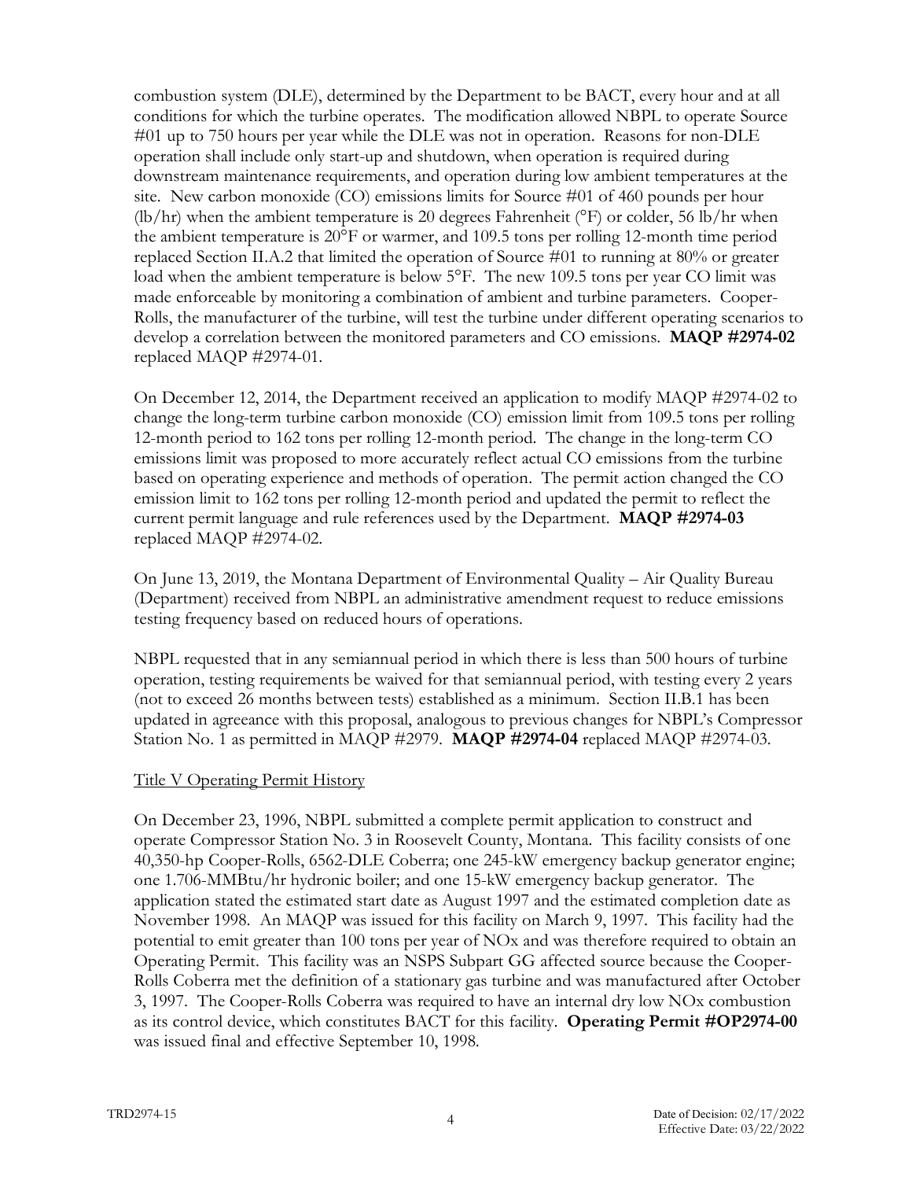combustion system (DLE), determined by the Department to be BACT, every hour and at all conditions for which the turbine operates. The modification allowed NBPL to operate Source #01 up to 750 hours per year while the DLE was not in operation. Reasons for non-DLE operation shall include only start-up and shutdown, when operation is required during downstream maintenance requirements, and operation during low ambient temperatures at the site. New carbon monoxide (CO) emissions limits for Source #01 of 460 pounds per hour (lb/hr) when the ambient temperature is 20 degrees Fahrenheit (°F) or colder, 56 lb/hr when the ambient temperature is 20°F or warmer, and 109.5 tons per rolling 12-month time period replaced Section II.A.2 that limited the operation of Source #01 to running at 80% or greater load when the ambient temperature is below 5°F. The new 109.5 tons per year CO limit was made enforceable by monitoring a combination of ambient and turbine parameters. Cooper-Rolls, the manufacturer of the turbine, will test the turbine under different operating scenarios to develop a correlation between the monitored parameters and CO emissions. **MAQP #2974-02** replaced MAQP #2974-01.

On December 12, 2014, the Department received an application to modify MAQP #2974-02 to change the long-term turbine carbon monoxide (CO) emission limit from 109.5 tons per rolling 12-month period to 162 tons per rolling 12-month period. The change in the long-term CO emissions limit was proposed to more accurately reflect actual CO emissions from the turbine based on operating experience and methods of operation. The permit action changed the CO emission limit to 162 tons per rolling 12-month period and updated the permit to reflect the current permit language and rule references used by the Department. **MAQP #2974-03** replaced MAQP #2974-02.

On June 13, 2019, the Montana Department of Environmental Quality – Air Quality Bureau (Department) received from NBPL an administrative amendment request to reduce emissions testing frequency based on reduced hours of operations.

NBPL requested that in any semiannual period in which there is less than 500 hours of turbine operation, testing requirements be waived for that semiannual period, with testing every 2 years (not to exceed 26 months between tests) established as a minimum. Section II.B.1 has been updated in agreeance with this proposal, analogous to previous changes for NBPL's Compressor Station No. 1 as permitted in MAQP #2979. **MAQP #2974-04** replaced MAQP #2974-03.

Title V Operating Permit History

On December 23, 1996, NBPL submitted a complete permit application to construct and operate Compressor Station No. 3 in Roosevelt County, Montana. This facility consists of one 40,350-hp Cooper-Rolls, 6562-DLE Coberra; one 245-kW emergency backup generator engine; one 1.706-MMBtu/hr hydronic boiler; and one 15-kW emergency backup generator. The application stated the estimated start date as August 1997 and the estimated completion date as November 1998. An MAQP was issued for this facility on March 9, 1997. This facility had the potential to emit greater than 100 tons per year of NOx and was therefore required to obtain an Operating Permit. This facility was an NSPS Subpart GG affected source because the Cooper-Rolls Coberra met the definition of a stationary gas turbine and was manufactured after October 3, 1997. The Cooper-Rolls Coberra was required to have an internal dry low NOx combustion as its control device, which constitutes BACT for this facility. **Operating Permit #OP2974-00** was issued final and effective September 10, 1998.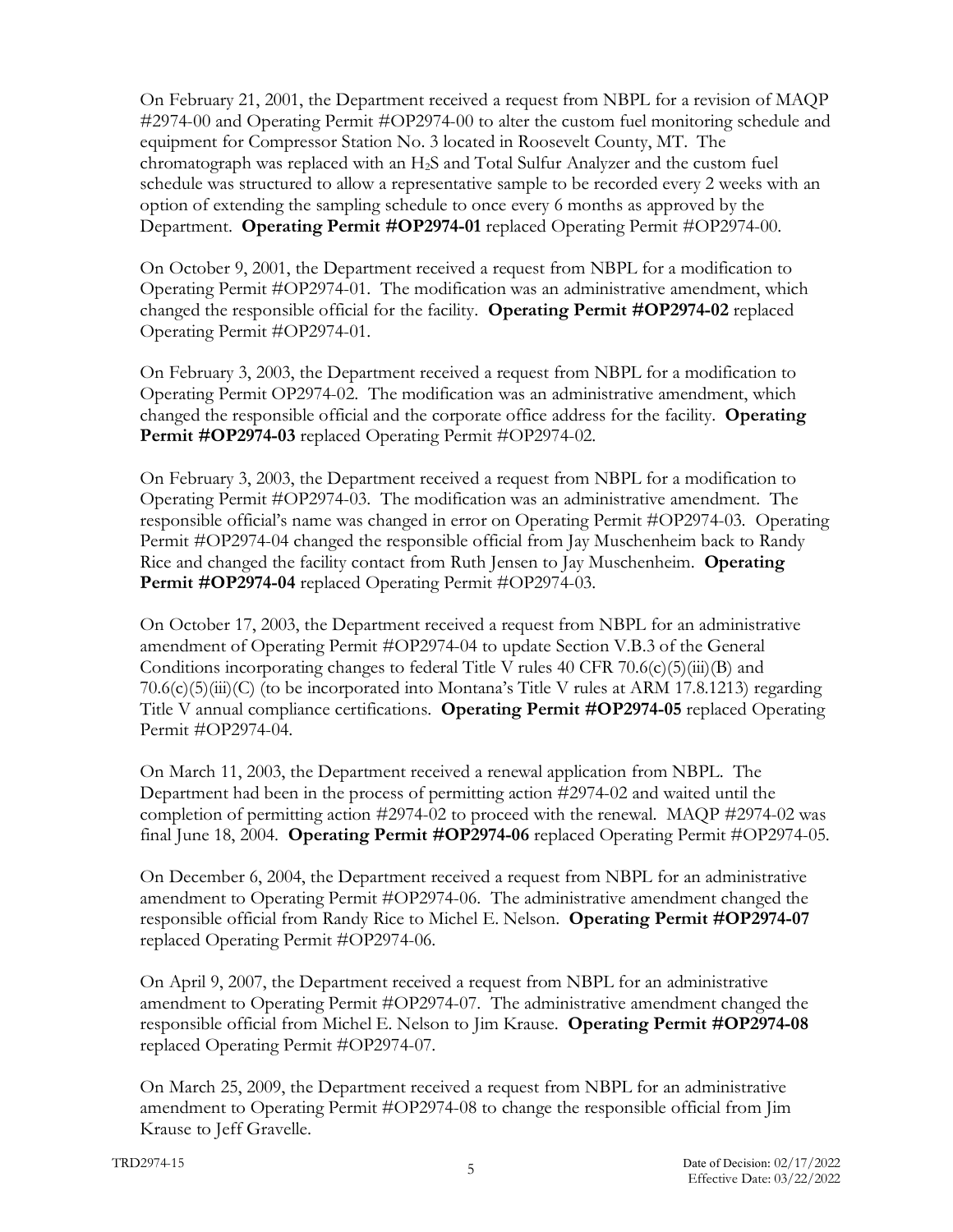On February 21, 2001, the Department received a request from NBPL for a revision of MAQP #2974-00 and Operating Permit #OP2974-00 to alter the custom fuel monitoring schedule and equipment for Compressor Station No. 3 located in Roosevelt County, MT. The chromatograph was replaced with an $H_2S$ and Total Sulfur Analyzer and the custom fuel schedule was structured to allow a representative sample to be recorded every 2 weeks with an option of extending the sampling schedule to once every 6 months as approved by the Department. **Operating Permit #OP2974-01** replaced Operating Permit #OP2974-00.

On October 9, 2001, the Department received a request from NBPL for a modification to Operating Permit #OP2974-01. The modification was an administrative amendment, which changed the responsible official for the facility. **Operating Permit #OP2974-02** replaced Operating Permit #OP2974-01.

On February 3, 2003, the Department received a request from NBPL for a modification to Operating Permit OP2974-02. The modification was an administrative amendment, which changed the responsible official and the corporate office address for the facility. **Operating Permit #OP2974-03** replaced Operating Permit #OP2974-02.

On February 3, 2003, the Department received a request from NBPL for a modification to Operating Permit #OP2974-03. The modification was an administrative amendment. The responsible official's name was changed in error on Operating Permit #OP2974-03. Operating Permit #OP2974-04 changed the responsible official from Jay Muschenheim back to Randy Rice and changed the facility contact from Ruth Jensen to Jay Muschenheim. **Operating Permit #OP2974-04** replaced Operating Permit #OP2974-03.

On October 17, 2003, the Department received a request from NBPL for an administrative amendment of Operating Permit #OP2974-04 to update Section V.B.3 of the General Conditions incorporating changes to federal Title V rules 40 CFR 70.6(c)(5)(iii)(B) and 70.6(c)(5)(iii)(C) (to be incorporated into Montana's Title V rules at ARM 17.8.1213) regarding Title V annual compliance certifications. **Operating Permit #OP2974-05** replaced Operating Permit #OP2974-04.

On March 11, 2003, the Department received a renewal application from NBPL. The Department had been in the process of permitting action #2974-02 and waited until the completion of permitting action #2974-02 to proceed with the renewal. MAQP #2974-02 was final June 18, 2004. **Operating Permit #OP2974-06** replaced Operating Permit #OP2974-05.

On December 6, 2004, the Department received a request from NBPL for an administrative amendment to Operating Permit #OP2974-06. The administrative amendment changed the responsible official from Randy Rice to Michel E. Nelson. **Operating Permit #OP2974-07** replaced Operating Permit #OP2974-06.

On April 9, 2007, the Department received a request from NBPL for an administrative amendment to Operating Permit #OP2974-07. The administrative amendment changed the responsible official from Michel E. Nelson to Jim Krause. **Operating Permit #OP2974-08** replaced Operating Permit #OP2974-07.

On March 25, 2009, the Department received a request from NBPL for an administrative amendment to Operating Permit #OP2974-08 to change the responsible official from Jim Krause to Jeff Gravelle.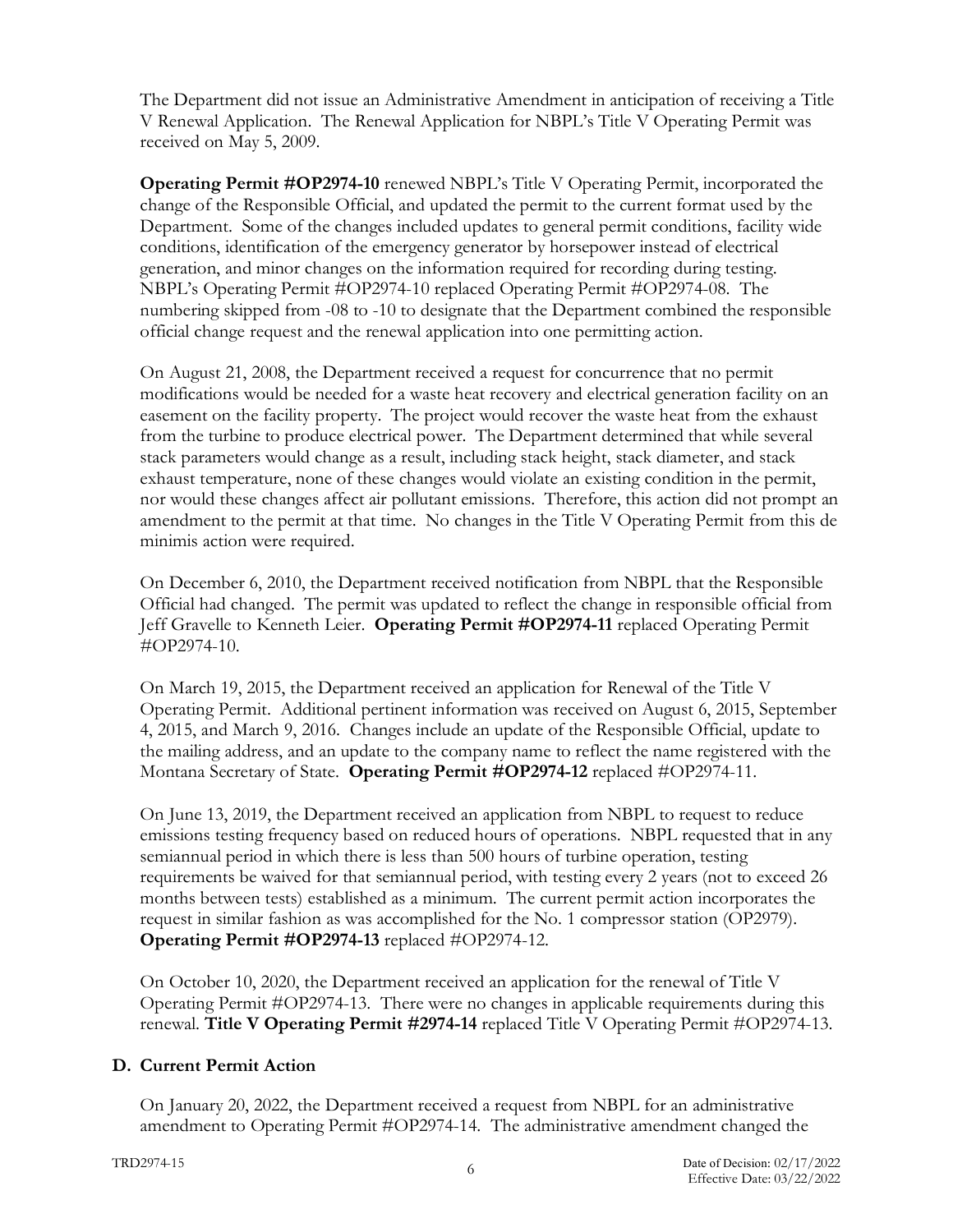The Department did not issue an Administrative Amendment in anticipation of receiving a Title V Renewal Application. The Renewal Application for NBPL's Title V Operating Permit was received on May 5, 2009.

**Operating Permit #OP2974-10** renewed NBPL's Title V Operating Permit, incorporated the change of the Responsible Official, and updated the permit to the current format used by the Department. Some of the changes included updates to general permit conditions, facility wide conditions, identification of the emergency generator by horsepower instead of electrical generation, and minor changes on the information required for recording during testing. NBPL's Operating Permit #OP2974-10 replaced Operating Permit #OP2974-08. The numbering skipped from -08 to -10 to designate that the Department combined the responsible official change request and the renewal application into one permitting action.

On August 21, 2008, the Department received a request for concurrence that no permit modifications would be needed for a waste heat recovery and electrical generation facility on an easement on the facility property. The project would recover the waste heat from the exhaust from the turbine to produce electrical power. The Department determined that while several stack parameters would change as a result, including stack height, stack diameter, and stack exhaust temperature, none of these changes would violate an existing condition in the permit, nor would these changes affect air pollutant emissions. Therefore, this action did not prompt an amendment to the permit at that time. No changes in the Title V Operating Permit from this de minimis action were required.

On December 6, 2010, the Department received notification from NBPL that the Responsible Official had changed. The permit was updated to reflect the change in responsible official from Jeff Gravelle to Kenneth Leier. **Operating Permit #OP2974-11** replaced Operating Permit #OP2974-10.

On March 19, 2015, the Department received an application for Renewal of the Title V Operating Permit. Additional pertinent information was received on August 6, 2015, September 4, 2015, and March 9, 2016. Changes include an update of the Responsible Official, update to the mailing address, and an update to the company name to reflect the name registered with the Montana Secretary of State. **Operating Permit #OP2974-12** replaced #OP2974-11.

On June 13, 2019, the Department received an application from NBPL to request to reduce emissions testing frequency based on reduced hours of operations. NBPL requested that in any semiannual period in which there is less than 500 hours of turbine operation, testing requirements be waived for that semiannual period, with testing every 2 years (not to exceed 26 months between tests) established as a minimum. The current permit action incorporates the request in similar fashion as was accomplished for the No. 1 compressor station (OP2979). **Operating Permit #OP2974-13** replaced #OP2974-12.

On October 10, 2020, the Department received an application for the renewal of Title V Operating Permit #OP2974-13. There were no changes in applicable requirements during this renewal. **Title V Operating Permit #2974-14** replaced Title V Operating Permit #OP2974-13.

### D. Current Permit Action

On January 20, 2022, the Department received a request from NBPL for an administrative amendment to Operating Permit #OP2974-14. The administrative amendment changed the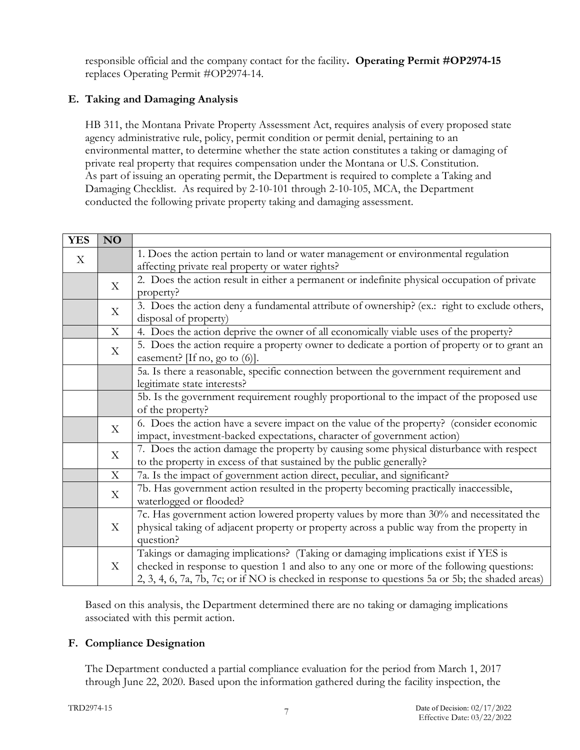responsible official and the company contact for the facility**. Operating Permit #OP2974-15** replaces Operating Permit #OP2974-14.

### E. Taking and Damaging Analysis

HB 311, the Montana Private Property Assessment Act, requires analysis of every proposed state agency administrative rule, policy, permit condition or permit denial, pertaining to an environmental matter, to determine whether the state action constitutes a taking or damaging of private real property that requires compensation under the Montana or U.S. Constitution. As part of issuing an operating permit, the Department is required to complete a Taking and Damaging Checklist. As required by 2-10-101 through 2-10-105, MCA, the Department conducted the following private property taking and damaging assessment.

| YES | NO | |
|---|---|---|
| X | | 1. Does the action pertain to land or water management or environmental regulation affecting private real property or water rights? |
| | X | 2. Does the action result in either a permanent or indefinite physical occupation of private property? |
| | X | 3. Does the action deny a fundamental attribute of ownership? (ex.: right to exclude others, disposal of property) |
| | X | 4. Does the action deprive the owner of all economically viable uses of the property? |
| | X | 5. Does the action require a property owner to dedicate a portion of property or to grant an easement? [If no, go to (6)]. |
| | | 5a. Is there a reasonable, specific connection between the government requirement and legitimate state interests? |
| | | 5b. Is the government requirement roughly proportional to the impact of the proposed use of the property? |
| | X | 6. Does the action have a severe impact on the value of the property? (consider economic impact, investment-backed expectations, character of government action) |
| | X | 7. Does the action damage the property by causing some physical disturbance with respect to the property in excess of that sustained by the public generally? |
| | X | 7a. Is the impact of government action direct, peculiar, and significant? |
| | X | 7b. Has government action resulted in the property becoming practically inaccessible, waterlogged or flooded? |
| | X | 7c. Has government action lowered property values by more than 30% and necessitated the physical taking of adjacent property or property across a public way from the property in question? |
| | X | Takings or damaging implications? (Taking or damaging implications exist if YES is checked in response to question 1 and also to any one or more of the following questions: 2, 3, 4, 6, 7a, 7b, 7c; or if NO is checked in response to questions 5a or 5b; the shaded areas) |

Based on this analysis, the Department determined there are no taking or damaging implications associated with this permit action.

### F. Compliance Designation

The Department conducted a partial compliance evaluation for the period from March 1, 2017 through June 22, 2020. Based upon the information gathered during the facility inspection, the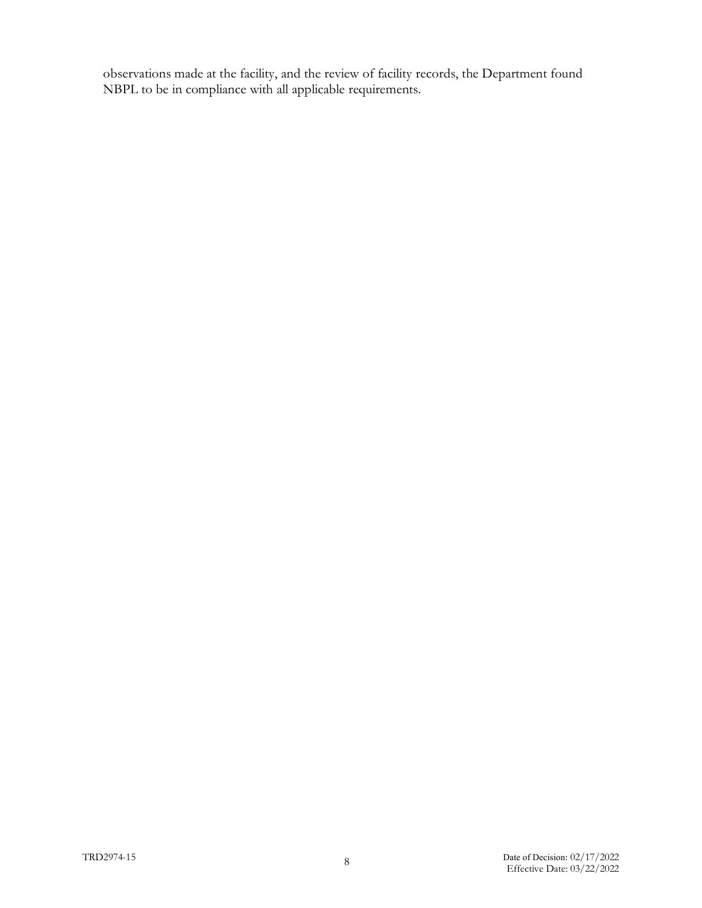observations made at the facility, and the review of facility records, the Department found NBPL to be in compliance with all applicable requirements.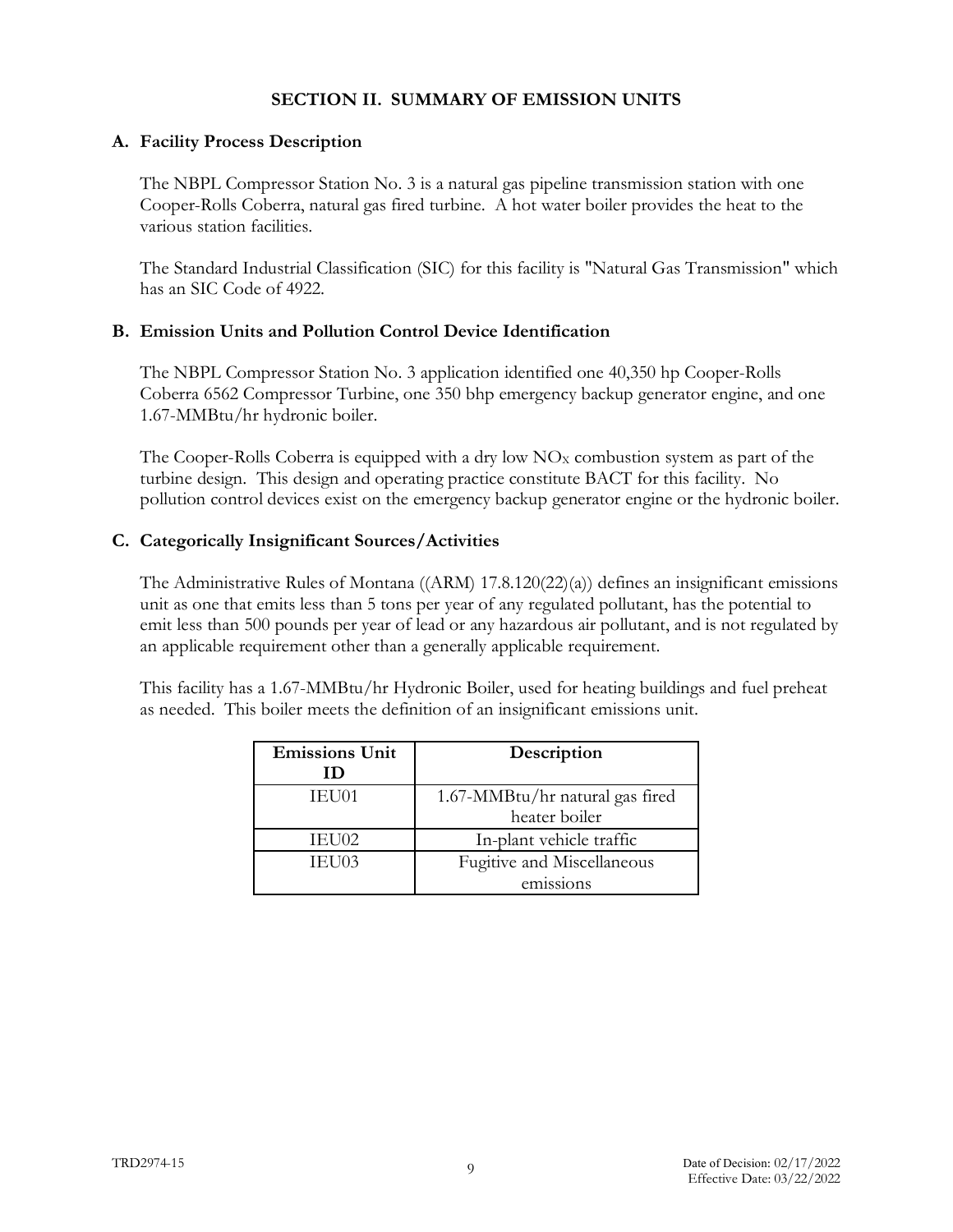## SECTION II. SUMMARY OF EMISSION UNITS

### A. Facility Process Description

The NBPL Compressor Station No. 3 is a natural gas pipeline transmission station with one Cooper-Rolls Coberra, natural gas fired turbine. A hot water boiler provides the heat to the various station facilities.

The Standard Industrial Classification (SIC) for this facility is "Natural Gas Transmission" which has an SIC Code of 4922.

### B. Emission Units and Pollution Control Device Identification

The NBPL Compressor Station No. 3 application identified one 40,350 hp Cooper-Rolls Coberra 6562 Compressor Turbine, one 350 bhp emergency backup generator engine, and one 1.67-MMBtu/hr hydronic boiler.

The Cooper-Rolls Coberra is equipped with a dry low $NO_X$ combustion system as part of the turbine design. This design and operating practice constitute BACT for this facility. No pollution control devices exist on the emergency backup generator engine or the hydronic boiler.

### C. Categorically Insignificant Sources/Activities

The Administrative Rules of Montana ((ARM) 17.8.120(22)(a)) defines an insignificant emissions unit as one that emits less than 5 tons per year of any regulated pollutant, has the potential to emit less than 500 pounds per year of lead or any hazardous air pollutant, and is not regulated by an applicable requirement other than a generally applicable requirement.

This facility has a 1.67-MMBtu/hr Hydronic Boiler, used for heating buildings and fuel preheat as needed. This boiler meets the definition of an insignificant emissions unit.

| Emissions Unit ID | Description |
| --- | --- |
| IEU01 | 1.67-MMBtu/hr natural gas fired heater boiler |
| IEU02 | In-plant vehicle traffic |
| IEU03 | Fugitive and Miscellaneous emissions |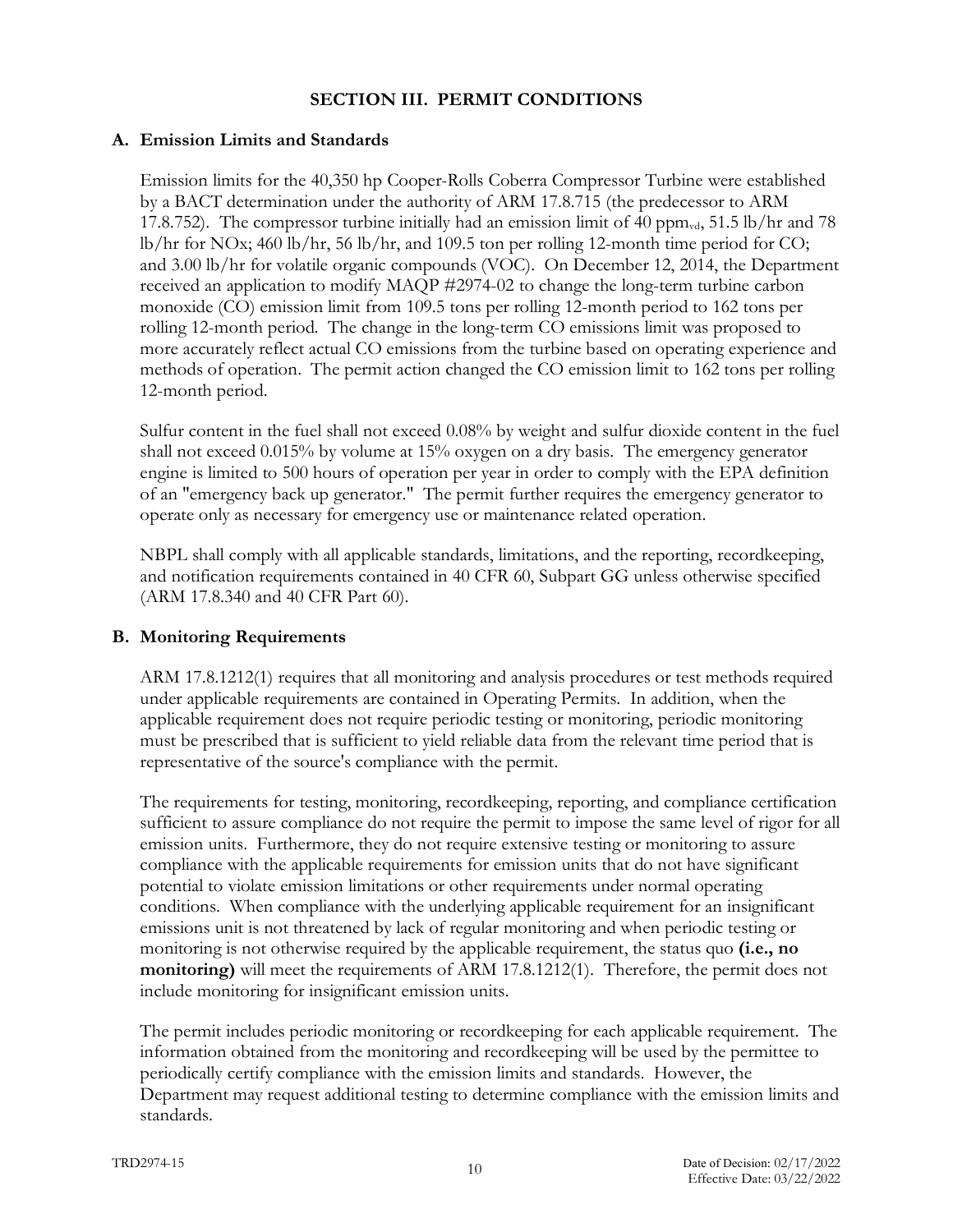# SECTION III. PERMIT CONDITIONS

## A. Emission Limits and Standards

Emission limits for the 40,350 hp Cooper-Rolls Coberra Compressor Turbine were established by a BACT determination under the authority of ARM 17.8.715 (the predecessor to ARM 17.8.752). The compressor turbine initially had an emission limit of 40 $ppm_{vd}$, 51.5 lb/hr and 78 lb/hr for NOx; 460 lb/hr, 56 lb/hr, and 109.5 ton per rolling 12-month time period for CO; and 3.00 lb/hr for volatile organic compounds (VOC). On December 12, 2014, the Department received an application to modify MAQP #2974-02 to change the long-term turbine carbon monoxide (CO) emission limit from 109.5 tons per rolling 12-month period to 162 tons per rolling 12-month period. The change in the long-term CO emissions limit was proposed to more accurately reflect actual CO emissions from the turbine based on operating experience and methods of operation. The permit action changed the CO emission limit to 162 tons per rolling 12-month period.

Sulfur content in the fuel shall not exceed 0.08% by weight and sulfur dioxide content in the fuel shall not exceed 0.015% by volume at 15% oxygen on a dry basis. The emergency generator engine is limited to 500 hours of operation per year in order to comply with the EPA definition of an "emergency back up generator." The permit further requires the emergency generator to operate only as necessary for emergency use or maintenance related operation.

NBPL shall comply with all applicable standards, limitations, and the reporting, recordkeeping, and notification requirements contained in 40 CFR 60, Subpart GG unless otherwise specified (ARM 17.8.340 and 40 CFR Part 60).

## B. Monitoring Requirements

ARM 17.8.1212(1) requires that all monitoring and analysis procedures or test methods required under applicable requirements are contained in Operating Permits. In addition, when the applicable requirement does not require periodic testing or monitoring, periodic monitoring must be prescribed that is sufficient to yield reliable data from the relevant time period that is representative of the source's compliance with the permit.

The requirements for testing, monitoring, recordkeeping, reporting, and compliance certification sufficient to assure compliance do not require the permit to impose the same level of rigor for all emission units. Furthermore, they do not require extensive testing or monitoring to assure compliance with the applicable requirements for emission units that do not have significant potential to violate emission limitations or other requirements under normal operating conditions. When compliance with the underlying applicable requirement for an insignificant emissions unit is not threatened by lack of regular monitoring and when periodic testing or monitoring is not otherwise required by the applicable requirement, the status quo **(i.e., no monitoring)** will meet the requirements of ARM 17.8.1212(1). Therefore, the permit does not include monitoring for insignificant emission units.

The permit includes periodic monitoring or recordkeeping for each applicable requirement. The information obtained from the monitoring and recordkeeping will be used by the permittee to periodically certify compliance with the emission limits and standards. However, the Department may request additional testing to determine compliance with the emission limits and standards.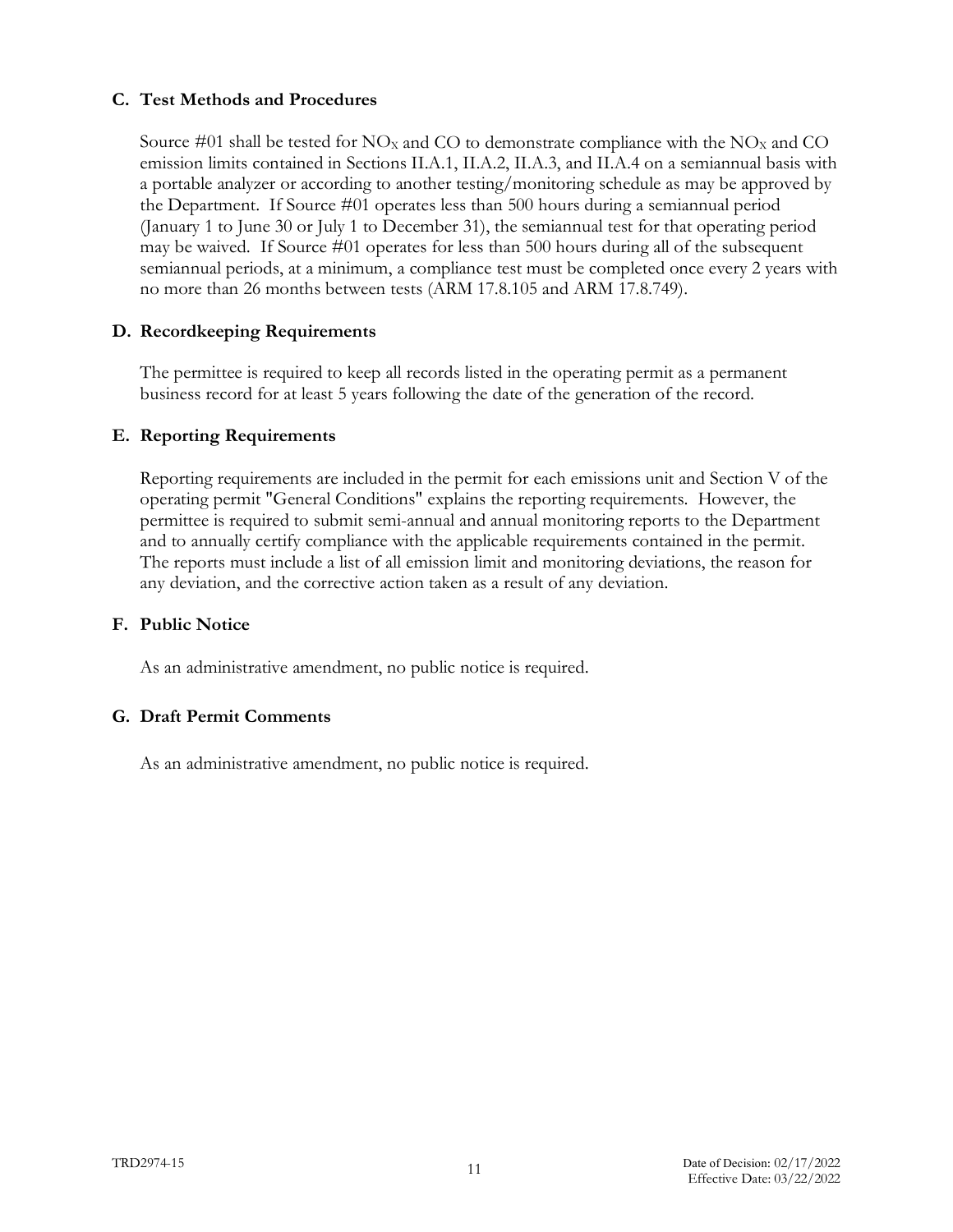### C. Test Methods and Procedures

Source #01 shall be tested for $NO_X$ and CO to demonstrate compliance with the $NO_X$ and CO emission limits contained in Sections II.A.1, II.A.2, II.A.3, and II.A.4 on a semiannual basis with a portable analyzer or according to another testing/monitoring schedule as may be approved by the Department. If Source #01 operates less than 500 hours during a semiannual period (January 1 to June 30 or July 1 to December 31), the semiannual test for that operating period may be waived. If Source #01 operates for less than 500 hours during all of the subsequent semiannual periods, at a minimum, a compliance test must be completed once every 2 years with no more than 26 months between tests (ARM 17.8.105 and ARM 17.8.749).

### D. Recordkeeping Requirements

The permittee is required to keep all records listed in the operating permit as a permanent business record for at least 5 years following the date of the generation of the record.

### E. Reporting Requirements

Reporting requirements are included in the permit for each emissions unit and Section V of the operating permit "General Conditions" explains the reporting requirements. However, the permittee is required to submit semi-annual and annual monitoring reports to the Department and to annually certify compliance with the applicable requirements contained in the permit. The reports must include a list of all emission limit and monitoring deviations, the reason for any deviation, and the corrective action taken as a result of any deviation.

### F. Public Notice

As an administrative amendment, no public notice is required.

### G. Draft Permit Comments

As an administrative amendment, no public notice is required.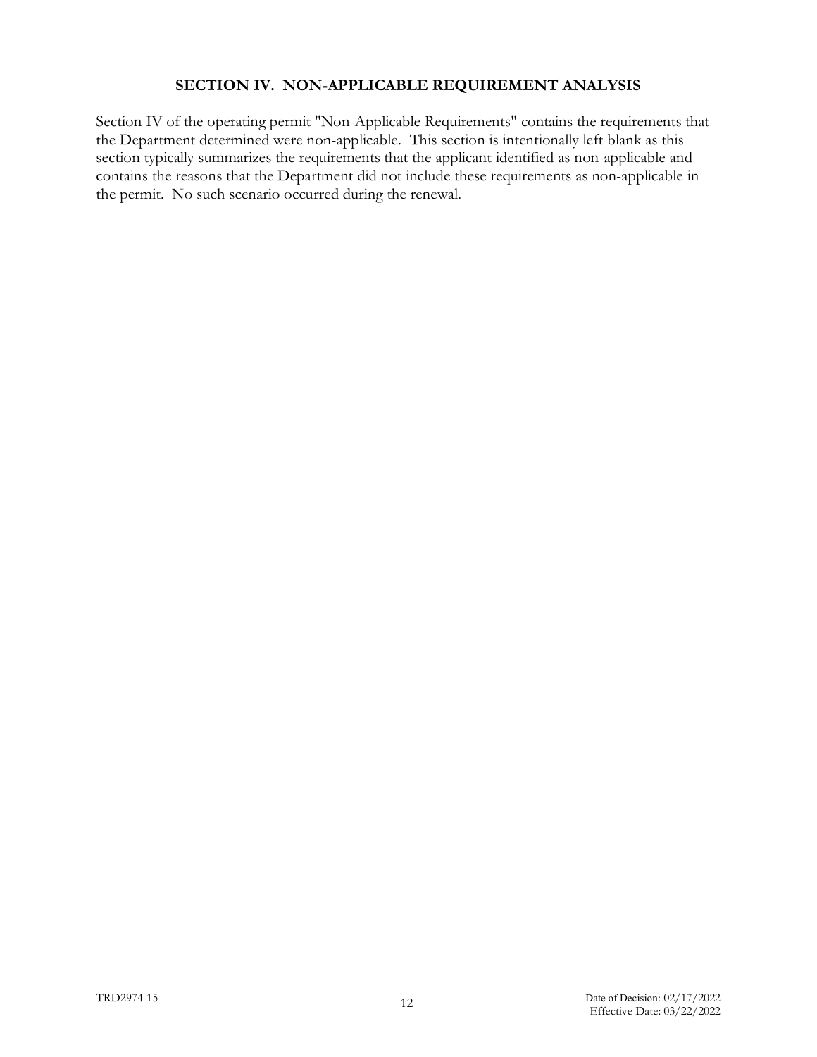## SECTION IV. NON-APPLICABLE REQUIREMENT ANALYSIS

Section IV of the operating permit "Non-Applicable Requirements" contains the requirements that the Department determined were non-applicable. This section is intentionally left blank as this section typically summarizes the requirements that the applicant identified as non-applicable and contains the reasons that the Department did not include these requirements as non-applicable in the permit. No such scenario occurred during the renewal.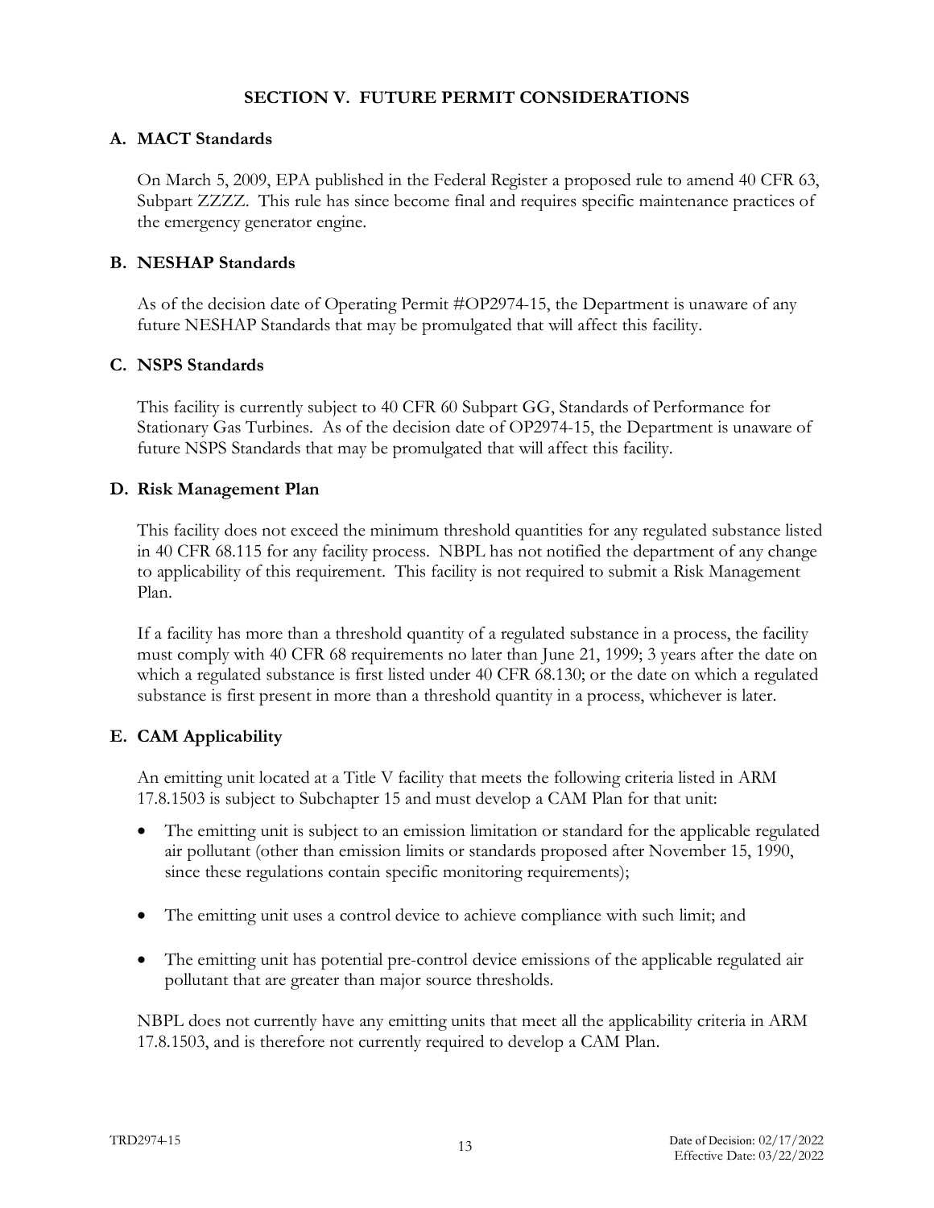# SECTION V. FUTURE PERMIT CONSIDERATIONS

## A. MACT Standards

On March 5, 2009, EPA published in the Federal Register a proposed rule to amend 40 CFR 63, Subpart ZZZZ. This rule has since become final and requires specific maintenance practices of the emergency generator engine.

## B. NESHAP Standards

As of the decision date of Operating Permit #OP2974-15, the Department is unaware of any future NESHAP Standards that may be promulgated that will affect this facility.

## C. NSPS Standards

This facility is currently subject to 40 CFR 60 Subpart GG, Standards of Performance for Stationary Gas Turbines. As of the decision date of OP2974-15, the Department is unaware of future NSPS Standards that may be promulgated that will affect this facility.

## D. Risk Management Plan

This facility does not exceed the minimum threshold quantities for any regulated substance listed in 40 CFR 68.115 for any facility process. NBPL has not notified the department of any change to applicability of this requirement. This facility is not required to submit a Risk Management Plan.

If a facility has more than a threshold quantity of a regulated substance in a process, the facility must comply with 40 CFR 68 requirements no later than June 21, 1999; 3 years after the date on which a regulated substance is first listed under 40 CFR 68.130; or the date on which a regulated substance is first present in more than a threshold quantity in a process, whichever is later.

## E. CAM Applicability

An emitting unit located at a Title V facility that meets the following criteria listed in ARM 17.8.1503 is subject to Subchapter 15 and must develop a CAM Plan for that unit:

- The emitting unit is subject to an emission limitation or standard for the applicable regulated air pollutant (other than emission limits or standards proposed after November 15, 1990, since these regulations contain specific monitoring requirements);
- The emitting unit uses a control device to achieve compliance with such limit; and
- The emitting unit has potential pre-control device emissions of the applicable regulated air pollutant that are greater than major source thresholds.

NBPL does not currently have any emitting units that meet all the applicability criteria in ARM 17.8.1503, and is therefore not currently required to develop a CAM Plan.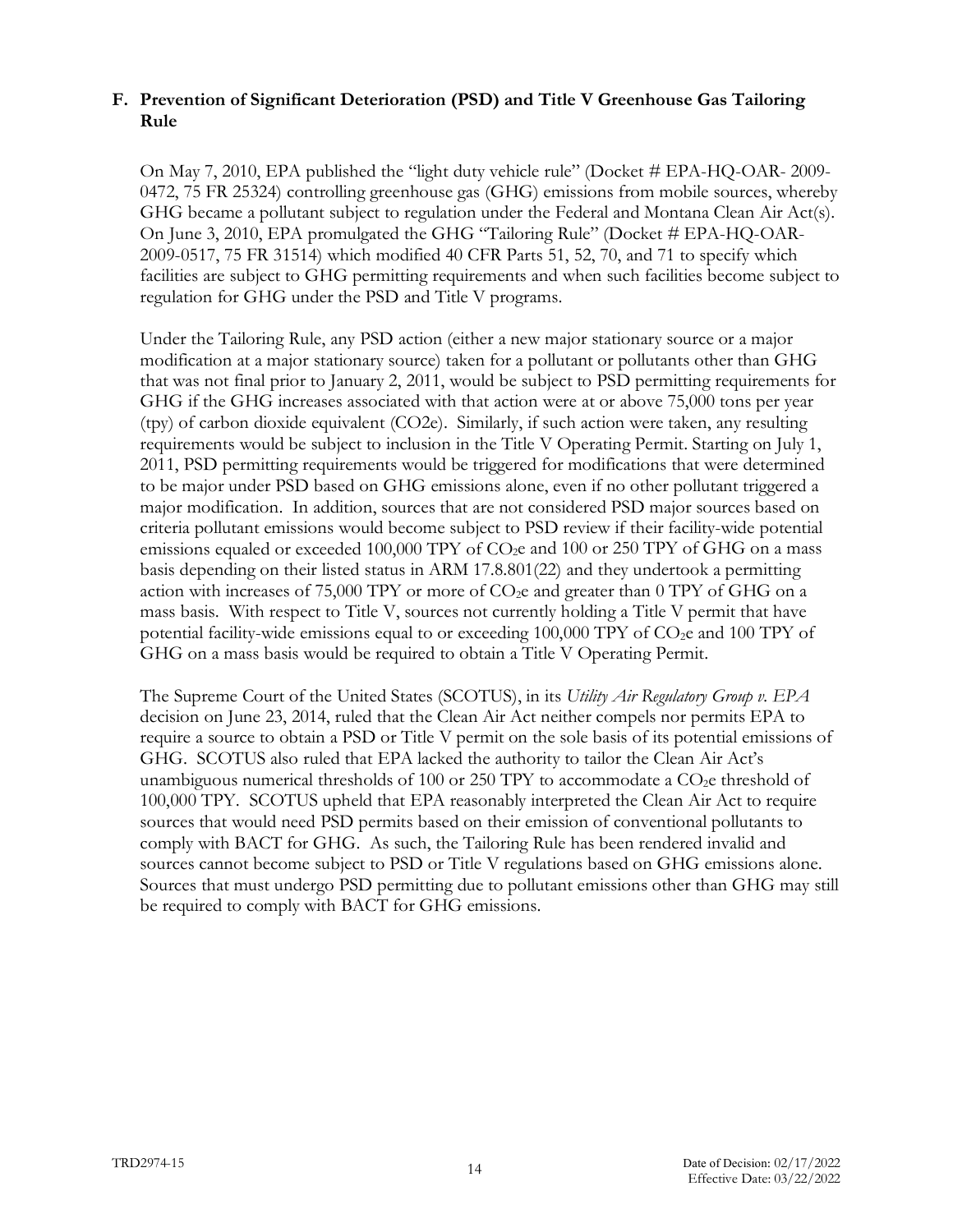### F. Prevention of Significant Deterioration (PSD) and Title V Greenhouse Gas Tailoring Rule

On May 7, 2010, EPA published the "light duty vehicle rule" (Docket # EPA-HQ-OAR- 2009-0472, 75 FR 25324) controlling greenhouse gas (GHG) emissions from mobile sources, whereby GHG became a pollutant subject to regulation under the Federal and Montana Clean Air Act(s). On June 3, 2010, EPA promulgated the GHG "Tailoring Rule" (Docket # EPA-HQ-OAR-2009-0517, 75 FR 31514) which modified 40 CFR Parts 51, 52, 70, and 71 to specify which facilities are subject to GHG permitting requirements and when such facilities become subject to regulation for GHG under the PSD and Title V programs.

Under the Tailoring Rule, any PSD action (either a new major stationary source or a major modification at a major stationary source) taken for a pollutant or pollutants other than GHG that was not final prior to January 2, 2011, would be subject to PSD permitting requirements for GHG if the GHG increases associated with that action were at or above 75,000 tons per year (tpy) of carbon dioxide equivalent (CO2e). Similarly, if such action were taken, any resulting requirements would be subject to inclusion in the Title V Operating Permit. Starting on July 1, 2011, PSD permitting requirements would be triggered for modifications that were determined to be major under PSD based on GHG emissions alone, even if no other pollutant triggered a major modification. In addition, sources that are not considered PSD major sources based on criteria pollutant emissions would become subject to PSD review if their facility-wide potential emissions equaled or exceeded 100,000 TPY of $CO_2e$ and 100 or 250 TPY of GHG on a mass basis depending on their listed status in ARM 17.8.801(22) and they undertook a permitting action with increases of 75,000 TPY or more of $CO_2e$ and greater than 0 TPY of GHG on a mass basis. With respect to Title V, sources not currently holding a Title V permit that have potential facility-wide emissions equal to or exceeding 100,000 TPY of $CO_2e$ and 100 TPY of GHG on a mass basis would be required to obtain a Title V Operating Permit.

The Supreme Court of the United States (SCOTUS), in its *Utility Air Regulatory Group v. EPA* decision on June 23, 2014, ruled that the Clean Air Act neither compels nor permits EPA to require a source to obtain a PSD or Title V permit on the sole basis of its potential emissions of GHG. SCOTUS also ruled that EPA lacked the authority to tailor the Clean Air Act's unambiguous numerical thresholds of 100 or 250 TPY to accommodate a $CO_2e$ threshold of 100,000 TPY. SCOTUS upheld that EPA reasonably interpreted the Clean Air Act to require sources that would need PSD permits based on their emission of conventional pollutants to comply with BACT for GHG. As such, the Tailoring Rule has been rendered invalid and sources cannot become subject to PSD or Title V regulations based on GHG emissions alone. Sources that must undergo PSD permitting due to pollutant emissions other than GHG may still be required to comply with BACT for GHG emissions.